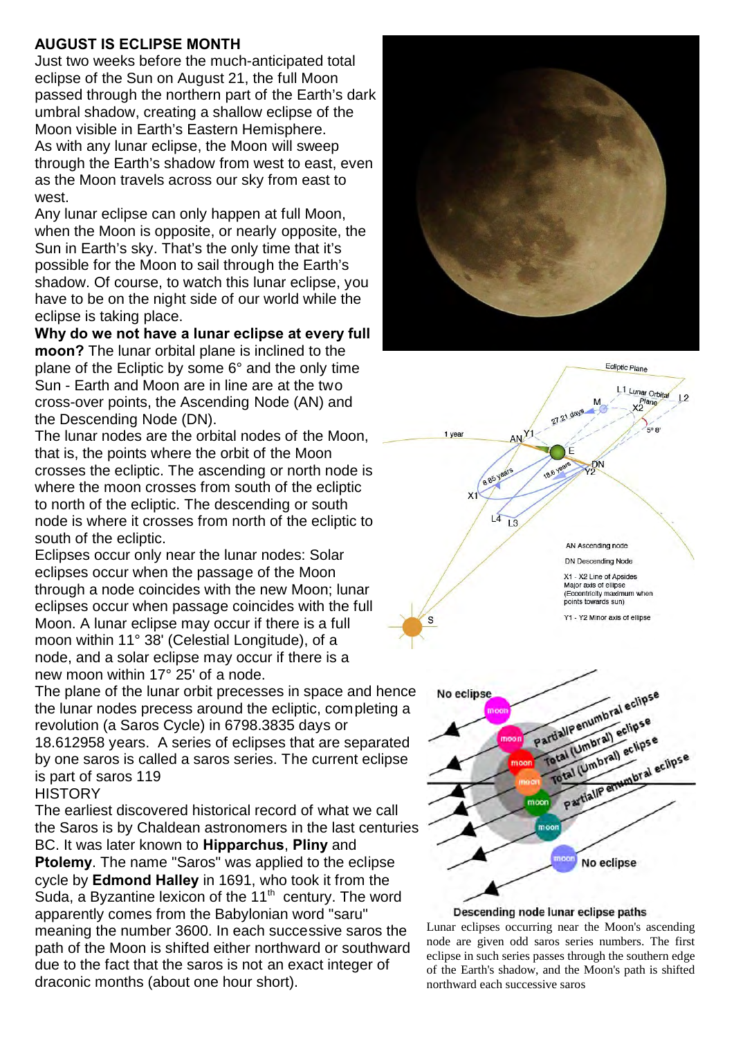## AUGUST IS ECLIPSE MONTH

Just two weeks before the much-anticipated total eclipse of the Sun on August 21, the full Moon passed through the northern part of the Earth's dark umbral shadow, creating a shallow eclipse of the Moon visible in Earth's Eastern Hemisphere.

As with any lunar eclipse, the Moon will sweep through the Earth's shadow from west to east, even as the Moon travels across our sky from east to west.

Any lunar eclipse can only happen at full Moon, when the Moon is opposite, or nearly opposite, the Sun in Earth's sky. That's the only time that it's possible for the Moon to sail through the Earth's shadow. Of course, to watch this lunar eclipse, you have to be on the night side of our world while the eclipse is taking place.

**Why do we not have a lunar eclipse at every full moon?** The lunar orbital plane is inclined to the plane of the Ecliptic by some 6° and the only time Sun - Earth and Moon are in line are at the two cross-over points, the Ascending Node (AN) and the Descending Node (DN).

The lunar nodes are the orbital nodes of the Moon, that is, the points where the orbit of the Moon crosses the ecliptic. The ascending or north node is where the moon crosses from south of the ecliptic to north of the ecliptic. The descending or south node is where it crosses from north of the ecliptic to south of the ecliptic.

Eclipses occur only near the lunar nodes: Solar eclipses occur when the passage of the Moon through a node coincides with the new Moon; lunar eclipses occur when passage coincides with the full Moon. A lunar eclipse may occur if there is a full moon within 11° 38' (Celestial Longitude), of a node, and a solar eclipse may occur if there is a new moon within 17° 25' of a node.

The plane of the lunar orbit precesses in space and hence the lunar nodes precess around the ecliptic, completing a revolution (a Saros Cycle) in 6798.3835 days or 18.612958 years. A series of eclipses that are separated by one saros is called a saros series. The current eclipse is part of saros 119

HISTORY

The earliest discovered historical record of what we call the Saros is by Chaldean astronomers in the last centuries BC. It was later known to **Hipparchus**, **Pliny** and **Ptolemy**. The name "Saros" was applied to the eclipse cycle by **Edmond Halley** in 1691, who took it from the Suda, a Byzantine lexicon of the 11th century. The word apparently comes from the Babylonian word "saru" meaning the number 3600. In each successive saros the path of the Moon is shifted either northward or southward due to the fact that the saros is not an exact integer of draconic months (about one hour short).

Descending node lunar eclipse paths

Lunar eclipses occurring near the Moon's ascending node are given odd saros series numbers. The first eclipse in such series passes through the southern edge of the Earth's shadow, and the Moon's path is shifted northward each successive saros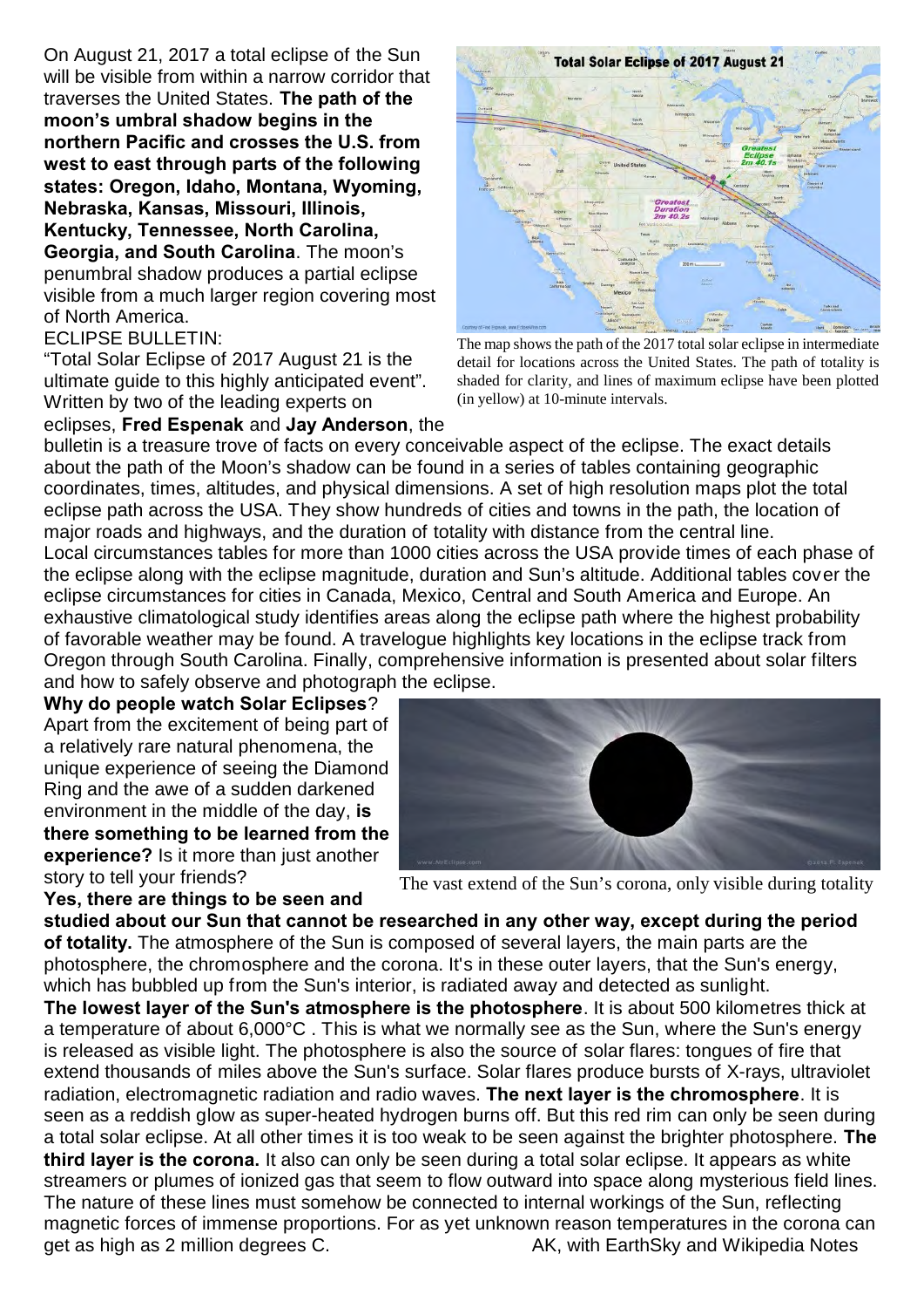On August 21, 2017 a total eclipse of the Sun will be visible from within a narrow corridor that traverses the United States. **The path of the moon's umbral shadow begins in the northern Pacific and crosses the U.S. from west to east through parts of the following states: Oregon, Idaho, Montana, Wyoming, Nebraska, Kansas, Missouri, Illinois, Kentucky, Tennessee, North Carolina, Georgia, and South Carolina**. The moon's penumbral shadow produces a partial eclipse visible from a much larger region covering most of North America.

The map shows the path of the 2017 total solar eclipse in intermediate detail for locations across the United States. The path of totality is shaded for clarity, and lines of maximum eclipse have been plotted (in yellow) at 10-minute intervals.

ECLIPSE BULLETIN:

"Total Solar Eclipse of 2017 August 21 is the ultimate guide to this highly anticipated event". Written by two of the leading experts on eclipses, **Fred Espenak** and **Jay Anderson**, the bulletin is a treasure trove of facts on every conceivable aspect of the eclipse. The exact details about the path of the Moon's shadow can be found in a series of tables containing geographic coordinates, times, altitudes, and physical dimensions. A set of high resolution maps plot the total eclipse path across the USA. They show hundreds of cities and towns in the path, the location of major roads and highways, and the duration of totality with distance from the central line.

Local circumstances tables for more than 1000 cities across the USA provide times of each phase of the eclipse along with the eclipse magnitude, duration and Sun's altitude. Additional tables cover the eclipse circumstances for cities in Canada, Mexico, Central and South America and Europe. An exhaustive climatological study identifies areas along the eclipse path where the highest probability of favorable weather may be found. A travelogue highlights key locations in the eclipse track from Oregon through South Carolina. Finally, comprehensive information is presented about solar filters and how to safely observe and photograph the eclipse.

**Why do people watch Solar Eclipses**? Apart from the excitement of being part of a relatively rare natural phenomena, the unique experience of seeing the Diamond Ring and the awe of a sudden darkened environment in the middle of the day, **is there something to be learned from the experience?** Is it more than just another story to tell your friends?

The vast extend of the Sun's corona, only visible during totality

**Yes, there are things to be seen and studied about our Sun that cannot be researched in any other way, except during the period of totality.** The atmosphere of the Sun is composed of several layers, the main parts are the photosphere, the chromosphere and the corona. It's in these outer layers, that the Sun's energy, which has bubbled up from the Sun's interior, is radiated away and detected as sunlight.

**The lowest layer of the Sun's atmosphere is the photosphere**. It is about 500 kilometres thick at a temperature of about 6,000°C . This is what we normally see as the Sun, where the Sun's energy is released as visible light. The photosphere is also the source of solar flares: tongues of fire that extend thousands of miles above the Sun's surface. Solar flares produce bursts of X-rays, ultraviolet radiation, electromagnetic radiation and radio waves. **The next layer is the chromosphere**. It is seen as a reddish glow as super-heated hydrogen burns off. But this red rim can only be seen during a total solar eclipse. At all other times it is too weak to be seen against the brighter photosphere. **The third layer is the corona.** It also can only be seen during a total solar eclipse. It appears as white streamers or plumes of ionized gas that seem to flow outward into space along mysterious field lines. The nature of these lines must somehow be connected to internal workings of the Sun, reflecting magnetic forces of immense proportions. For as yet unknown reason temperatures in the corona can get as high as 2 million degrees C.

AK, with EarthSky and Wikipedia Notes